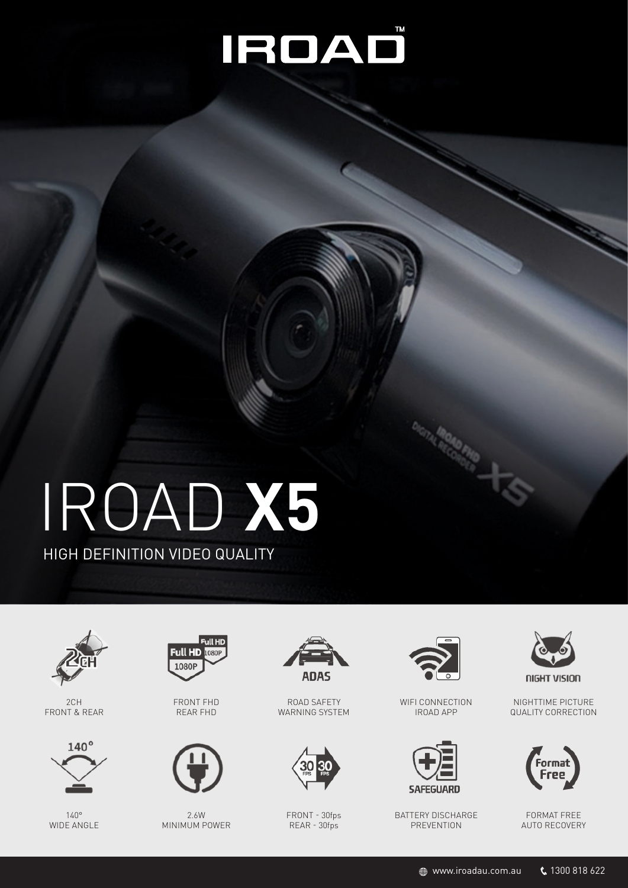# IROAD™

# IROAD **X5**

HIGH DEFINITION VIDEO QUALITY

- 2CH FRONT & REAR
- FRONT FHD REAR FHD
- ROAD SAFETY WARNING SYSTEM
- WIFI CONNECTION IROAD APP
- NIGHTTIME PICTURE QUALITY CORRECTION
- 140° WIDE ANGLE
- 2.6W MINIMUM POWER
- FRONT - 30fps REAR - 30fps
- BATTERY DISCHARGE PREVENTION
- FORMAT FREE AUTO RECOVERY

www.iroadau.com.au 1300 818 622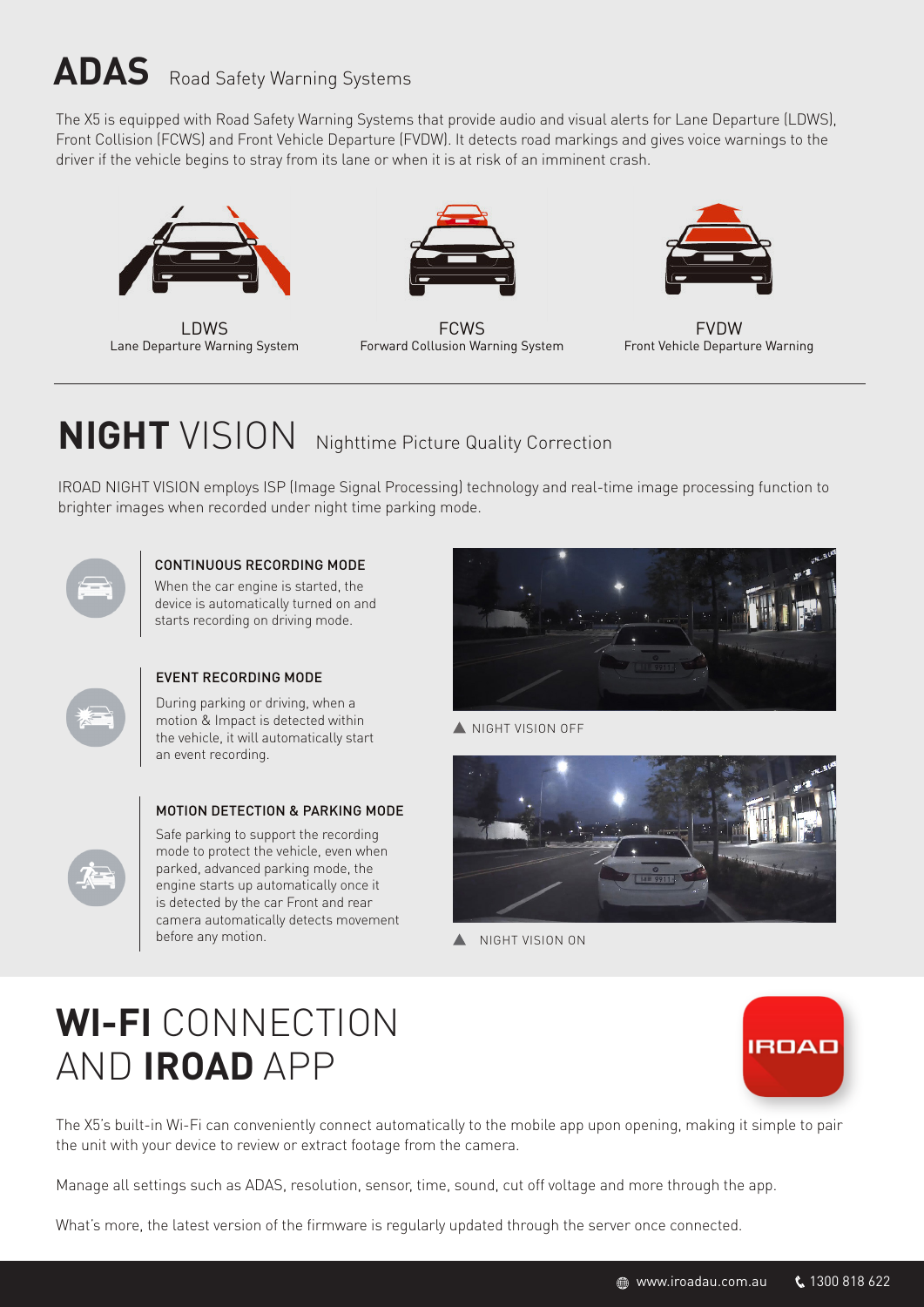# ADAS Road Safety Warning Systems

The X5 is equipped with Road Safety Warning Systems that provide audio and visual alerts for Lane Departure (LDWS), Front Collision (FCWS) and Front Vehicle Departure (FVDW). It detects road markings and gives voice warnings to the driver if the vehicle begins to stray from its lane or when it is at risk of an imminent crash.

LDWS
Lane Departure Warning System

FCWS
Forward Collusion Warning System

FVDW
Front Vehicle Departure Warning

# NIGHT VISION Nighttime Picture Quality Correction

IROAD NIGHT VISION employs ISP (Image Signal Processing) technology and real-time image processing function to brighter images when recorded under night time parking mode.

### CONTINUOUS RECORDING MODE

When the car engine is started, the device is automatically turned on and starts recording on driving mode.

### EVENT RECORDING MODE

During parking or driving, when a motion & Impact is detected within the vehicle, it will automatically start an event recording.

### MOTION DETECTION & PARKING MODE

Safe parking to support the recording mode to protect the vehicle, even when parked, advanced parking mode, the engine starts up automatically once it is detected by the car Front and rear camera automatically detects movement before any motion.

▲ NIGHT VISION OFF

▲ NIGHT VISION ON

# WI-FI CONNECTION AND IROAD APP

The X5's built-in Wi-Fi can conveniently connect automatically to the mobile app upon opening, making it simple to pair the unit with your device to review or extract footage from the camera.

Manage all settings such as ADAS, resolution, sensor, time, sound, cut off voltage and more through the app.

What's more, the latest version of the firmware is regularly updated through the server once connected.

www.iroadau.com.au 1300 818 622